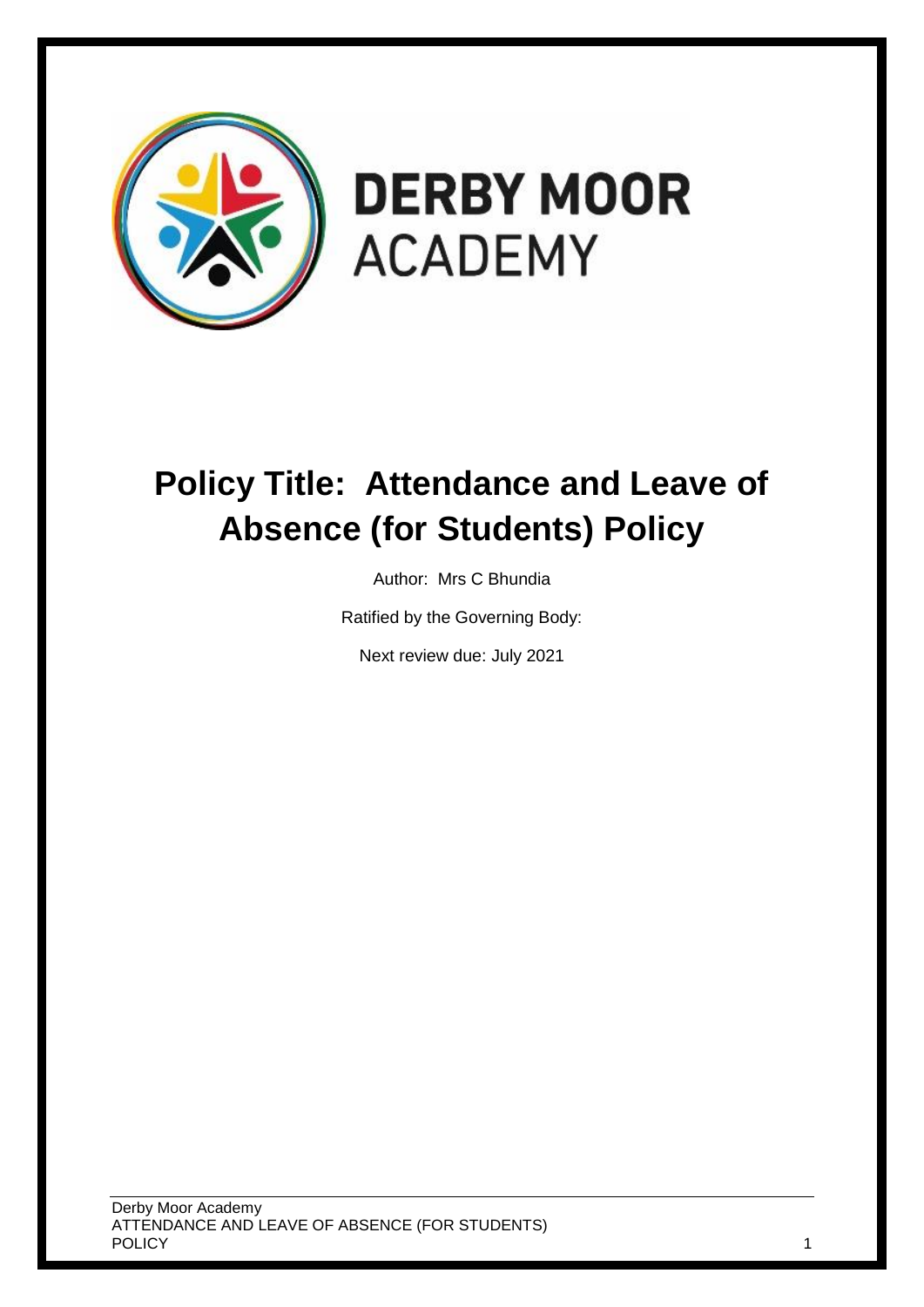# DERBY MOOR ACADEMY

# Policy Title: Attendance and Leave of Absence (for Students) Policy

Author: Mrs C Bhundia

Ratified by the Governing Body:

Next review due: July 2021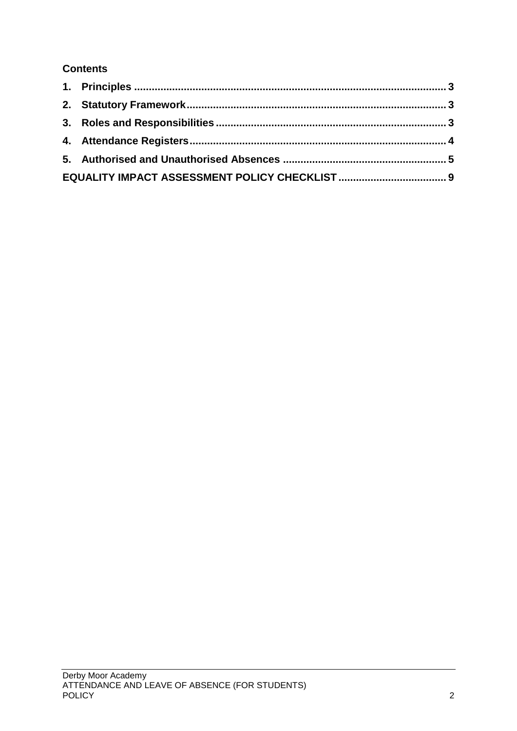## Contents

1. Principles ........................................................................................................ 3
2. Statutory Framework ....................................................................................... 3
3. Roles and Responsibilities ............................................................................ 3
4. Attendance Registers ..................................................................................... 4
5. Authorised and Unauthorised Absences ...................................................... 5

EQUALITY IMPACT ASSESSMENT POLICY CHECKLIST .................................... 9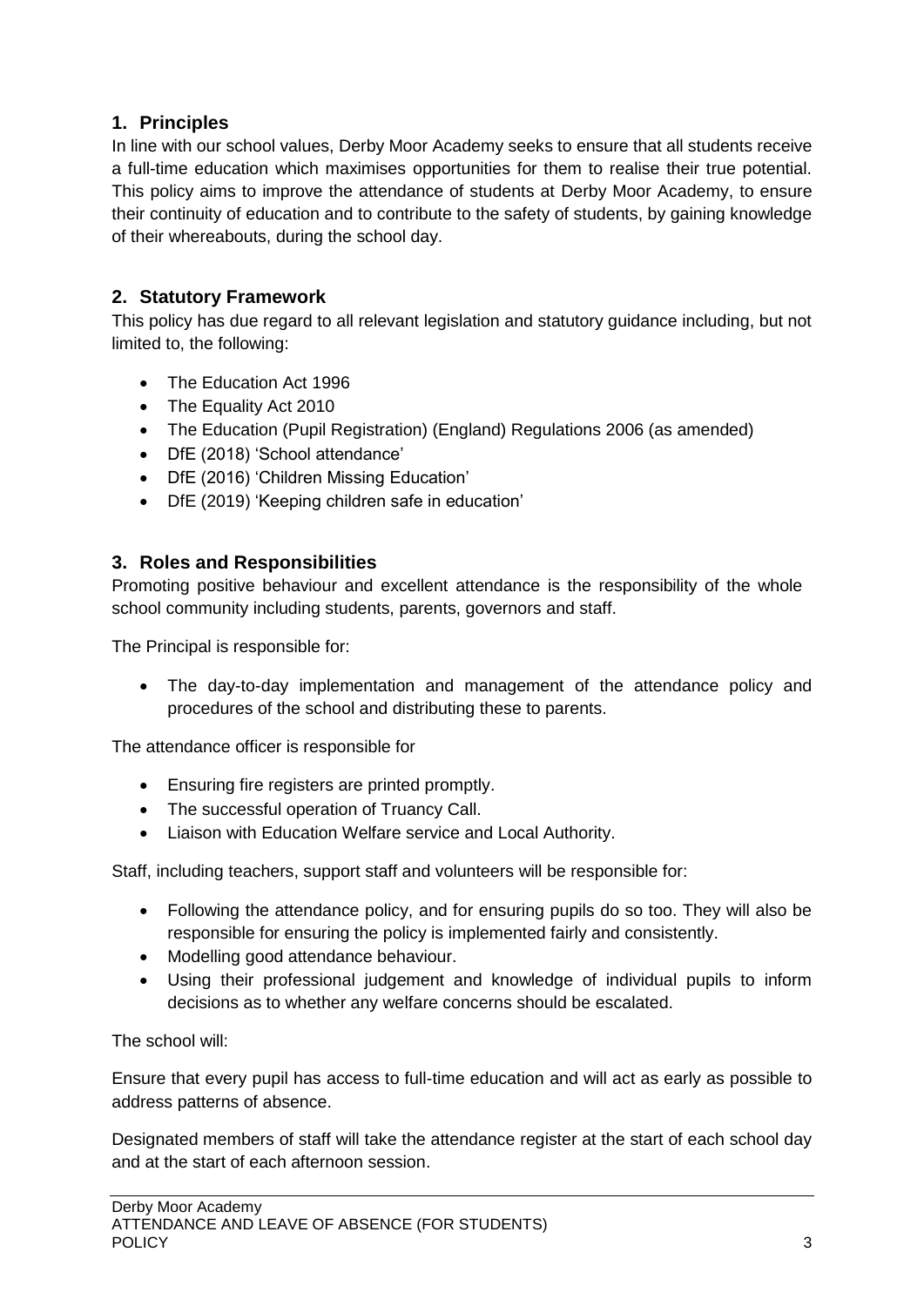## 1. Principles

In line with our school values, Derby Moor Academy seeks to ensure that all students receive a full-time education which maximises opportunities for them to realise their true potential. This policy aims to improve the attendance of students at Derby Moor Academy, to ensure their continuity of education and to contribute to the safety of students, by gaining knowledge of their whereabouts, during the school day.

## 2. Statutory Framework

This policy has due regard to all relevant legislation and statutory guidance including, but not limited to, the following:

- The Education Act 1996
- The Equality Act 2010
- The Education (Pupil Registration) (England) Regulations 2006 (as amended)
- DfE (2018) 'School attendance'
- DfE (2016) 'Children Missing Education'
- DfE (2019) 'Keeping children safe in education'

## 3. Roles and Responsibilities

Promoting positive behaviour and excellent attendance is the responsibility of the whole school community including students, parents, governors and staff.

The Principal is responsible for:

- The day-to-day implementation and management of the attendance policy and procedures of the school and distributing these to parents.

The attendance officer is responsible for

- Ensuring fire registers are printed promptly.
- The successful operation of Truancy Call.
- Liaison with Education Welfare service and Local Authority.

Staff, including teachers, support staff and volunteers will be responsible for:

- Following the attendance policy, and for ensuring pupils do so too. They will also be responsible for ensuring the policy is implemented fairly and consistently.
- Modelling good attendance behaviour.
- Using their professional judgement and knowledge of individual pupils to inform decisions as to whether any welfare concerns should be escalated.

The school will:

Ensure that every pupil has access to full-time education and will act as early as possible to address patterns of absence.

Designated members of staff will take the attendance register at the start of each school day and at the start of each afternoon session.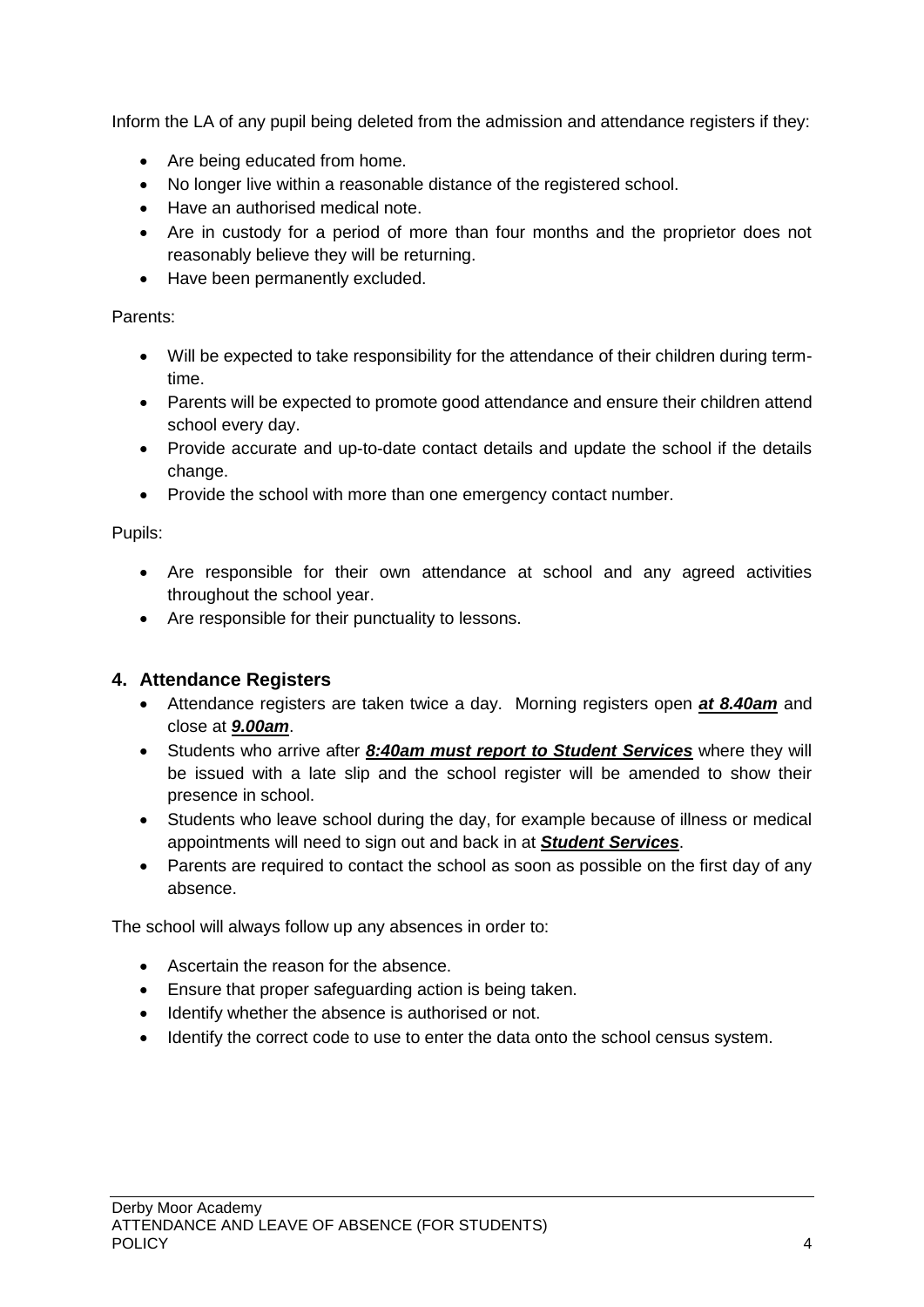Inform the LA of any pupil being deleted from the admission and attendance registers if they:

- Are being educated from home.
- No longer live within a reasonable distance of the registered school.
- Have an authorised medical note.
- Are in custody for a period of more than four months and the proprietor does not reasonably believe they will be returning.
- Have been permanently excluded.

Parents:

- Will be expected to take responsibility for the attendance of their children during term-time.
- Parents will be expected to promote good attendance and ensure their children attend school every day.
- Provide accurate and up-to-date contact details and update the school if the details change.
- Provide the school with more than one emergency contact number.

Pupils:

- Are responsible for their own attendance at school and any agreed activities throughout the school year.
- Are responsible for their punctuality to lessons.

## 4. Attendance Registers

- Attendance registers are taken twice a day. Morning registers open ***at 8.40am*** and close at ***9.00am***.
- Students who arrive after ***8:40am must report to Student Services*** where they will be issued with a late slip and the school register will be amended to show their presence in school.
- Students who leave school during the day, for example because of illness or medical appointments will need to sign out and back in at ***Student Services***.
- Parents are required to contact the school as soon as possible on the first day of any absence.

The school will always follow up any absences in order to:

- Ascertain the reason for the absence.
- Ensure that proper safeguarding action is being taken.
- Identify whether the absence is authorised or not.
- Identify the correct code to use to enter the data onto the school census system.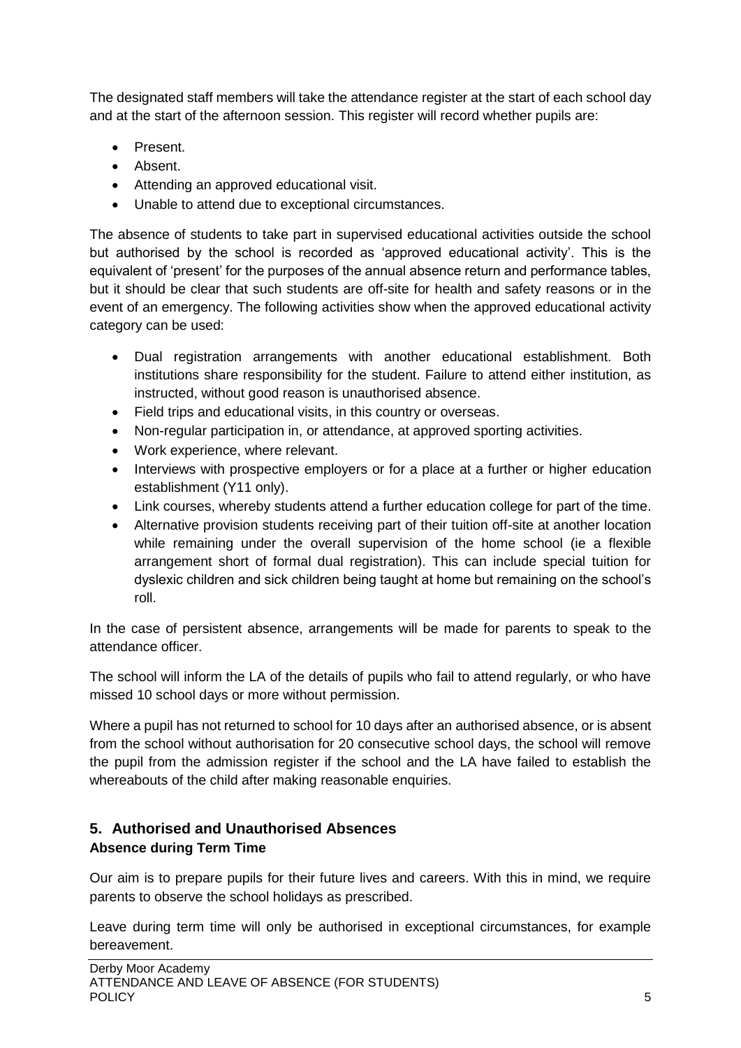The designated staff members will take the attendance register at the start of each school day and at the start of the afternoon session. This register will record whether pupils are:

- Present.
- Absent.
- Attending an approved educational visit.
- Unable to attend due to exceptional circumstances.

The absence of students to take part in supervised educational activities outside the school but authorised by the school is recorded as 'approved educational activity'. This is the equivalent of 'present' for the purposes of the annual absence return and performance tables, but it should be clear that such students are off-site for health and safety reasons or in the event of an emergency. The following activities show when the approved educational activity category can be used:

- Dual registration arrangements with another educational establishment. Both institutions share responsibility for the student. Failure to attend either institution, as instructed, without good reason is unauthorised absence.
- Field trips and educational visits, in this country or overseas.
- Non-regular participation in, or attendance, at approved sporting activities.
- Work experience, where relevant.
- Interviews with prospective employers or for a place at a further or higher education establishment (Y11 only).
- Link courses, whereby students attend a further education college for part of the time.
- Alternative provision students receiving part of their tuition off-site at another location while remaining under the overall supervision of the home school (ie a flexible arrangement short of formal dual registration). This can include special tuition for dyslexic children and sick children being taught at home but remaining on the school's roll.

In the case of persistent absence, arrangements will be made for parents to speak to the attendance officer.

The school will inform the LA of the details of pupils who fail to attend regularly, or who have missed 10 school days or more without permission.

Where a pupil has not returned to school for 10 days after an authorised absence, or is absent from the school without authorisation for 20 consecutive school days, the school will remove the pupil from the admission register if the school and the LA have failed to establish the whereabouts of the child after making reasonable enquiries.

## 5. Authorised and Unauthorised Absences

**Absence during Term Time**

Our aim is to prepare pupils for their future lives and careers. With this in mind, we require parents to observe the school holidays as prescribed.

Leave during term time will only be authorised in exceptional circumstances, for example bereavement.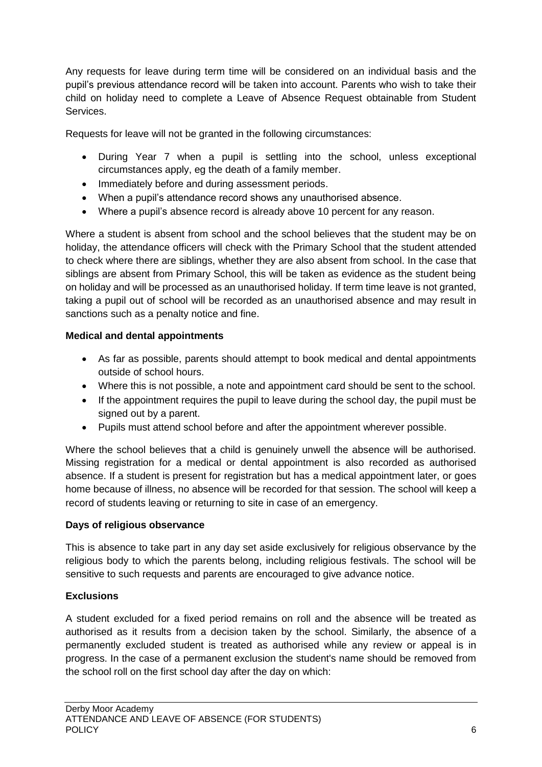Any requests for leave during term time will be considered on an individual basis and the pupil's previous attendance record will be taken into account. Parents who wish to take their child on holiday need to complete a Leave of Absence Request obtainable from Student Services.

Requests for leave will not be granted in the following circumstances:

- During Year 7 when a pupil is settling into the school, unless exceptional circumstances apply, eg the death of a family member.
- Immediately before and during assessment periods.
- When a pupil's attendance record shows any unauthorised absence.
- Where a pupil's absence record is already above 10 percent for any reason.

Where a student is absent from school and the school believes that the student may be on holiday, the attendance officers will check with the Primary School that the student attended to check where there are siblings, whether they are also absent from school. In the case that siblings are absent from Primary School, this will be taken as evidence as the student being on holiday and will be processed as an unauthorised holiday. If term time leave is not granted, taking a pupil out of school will be recorded as an unauthorised absence and may result in sanctions such as a penalty notice and fine.

**Medical and dental appointments**

- As far as possible, parents should attempt to book medical and dental appointments outside of school hours.
- Where this is not possible, a note and appointment card should be sent to the school.
- If the appointment requires the pupil to leave during the school day, the pupil must be signed out by a parent.
- Pupils must attend school before and after the appointment wherever possible.

Where the school believes that a child is genuinely unwell the absence will be authorised. Missing registration for a medical or dental appointment is also recorded as authorised absence. If a student is present for registration but has a medical appointment later, or goes home because of illness, no absence will be recorded for that session. The school will keep a record of students leaving or returning to site in case of an emergency.

**Days of religious observance**

This is absence to take part in any day set aside exclusively for religious observance by the religious body to which the parents belong, including religious festivals. The school will be sensitive to such requests and parents are encouraged to give advance notice.

**Exclusions**

A student excluded for a fixed period remains on roll and the absence will be treated as authorised as it results from a decision taken by the school. Similarly, the absence of a permanently excluded student is treated as authorised while any review or appeal is in progress. In the case of a permanent exclusion the student's name should be removed from the school roll on the first school day after the day on which: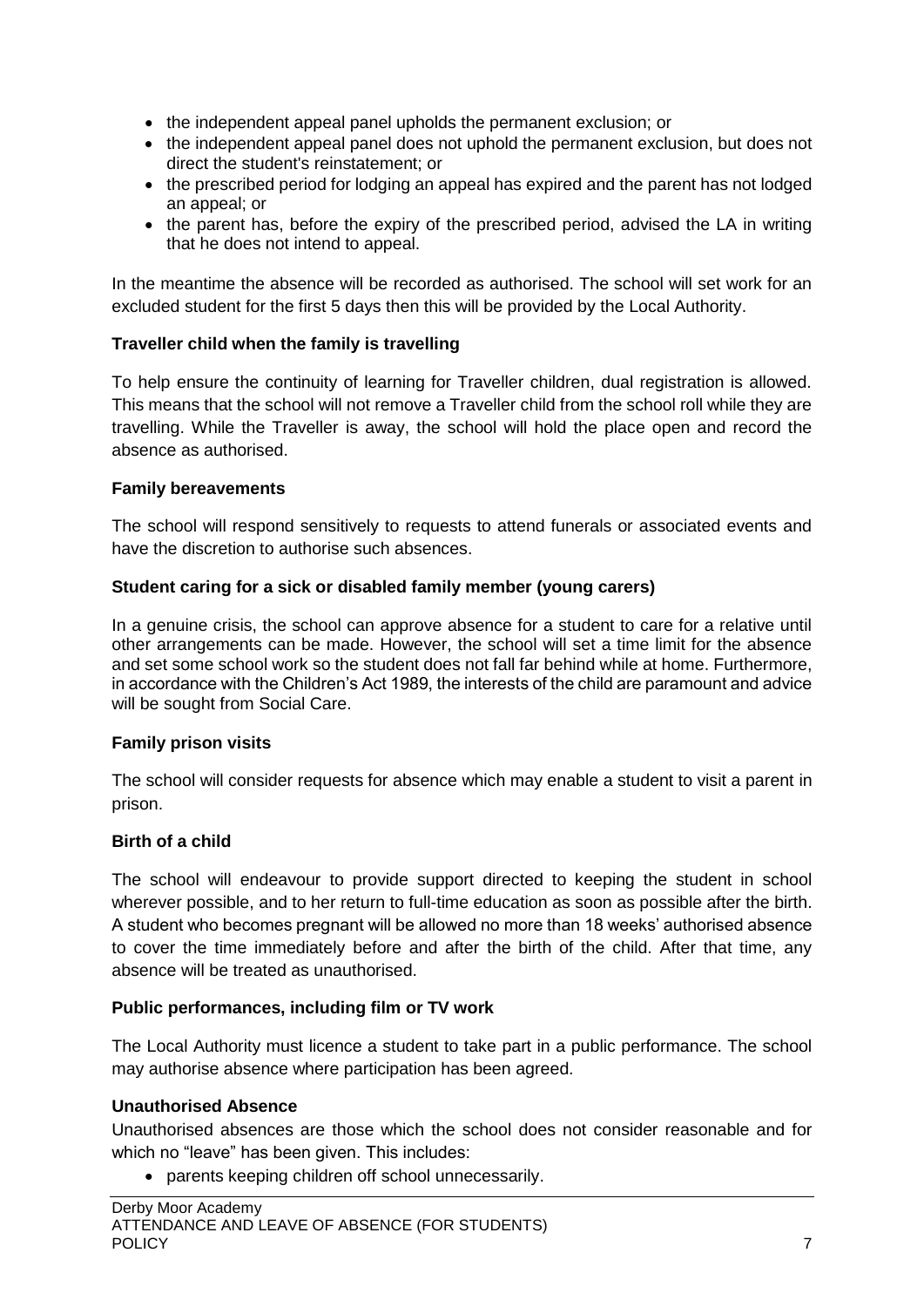- the independent appeal panel upholds the permanent exclusion; or
- the independent appeal panel does not uphold the permanent exclusion, but does not direct the student's reinstatement; or
- the prescribed period for lodging an appeal has expired and the parent has not lodged an appeal; or
- the parent has, before the expiry of the prescribed period, advised the LA in writing that he does not intend to appeal.

In the meantime the absence will be recorded as authorised. The school will set work for an excluded student for the first 5 days then this will be provided by the Local Authority.

**Traveller child when the family is travelling**

To help ensure the continuity of learning for Traveller children, dual registration is allowed. This means that the school will not remove a Traveller child from the school roll while they are travelling. While the Traveller is away, the school will hold the place open and record the absence as authorised.

**Family bereavements**

The school will respond sensitively to requests to attend funerals or associated events and have the discretion to authorise such absences.

**Student caring for a sick or disabled family member (young carers)**

In a genuine crisis, the school can approve absence for a student to care for a relative until other arrangements can be made. However, the school will set a time limit for the absence and set some school work so the student does not fall far behind while at home. Furthermore, in accordance with the Children's Act 1989, the interests of the child are paramount and advice will be sought from Social Care.

**Family prison visits**

The school will consider requests for absence which may enable a student to visit a parent in prison.

**Birth of a child**

The school will endeavour to provide support directed to keeping the student in school wherever possible, and to her return to full-time education as soon as possible after the birth. A student who becomes pregnant will be allowed no more than 18 weeks' authorised absence to cover the time immediately before and after the birth of the child. After that time, any absence will be treated as unauthorised.

**Public performances, including film or TV work**

The Local Authority must licence a student to take part in a public performance. The school may authorise absence where participation has been agreed.

**Unauthorised Absence**

Unauthorised absences are those which the school does not consider reasonable and for which no "leave" has been given. This includes:

- parents keeping children off school unnecessarily.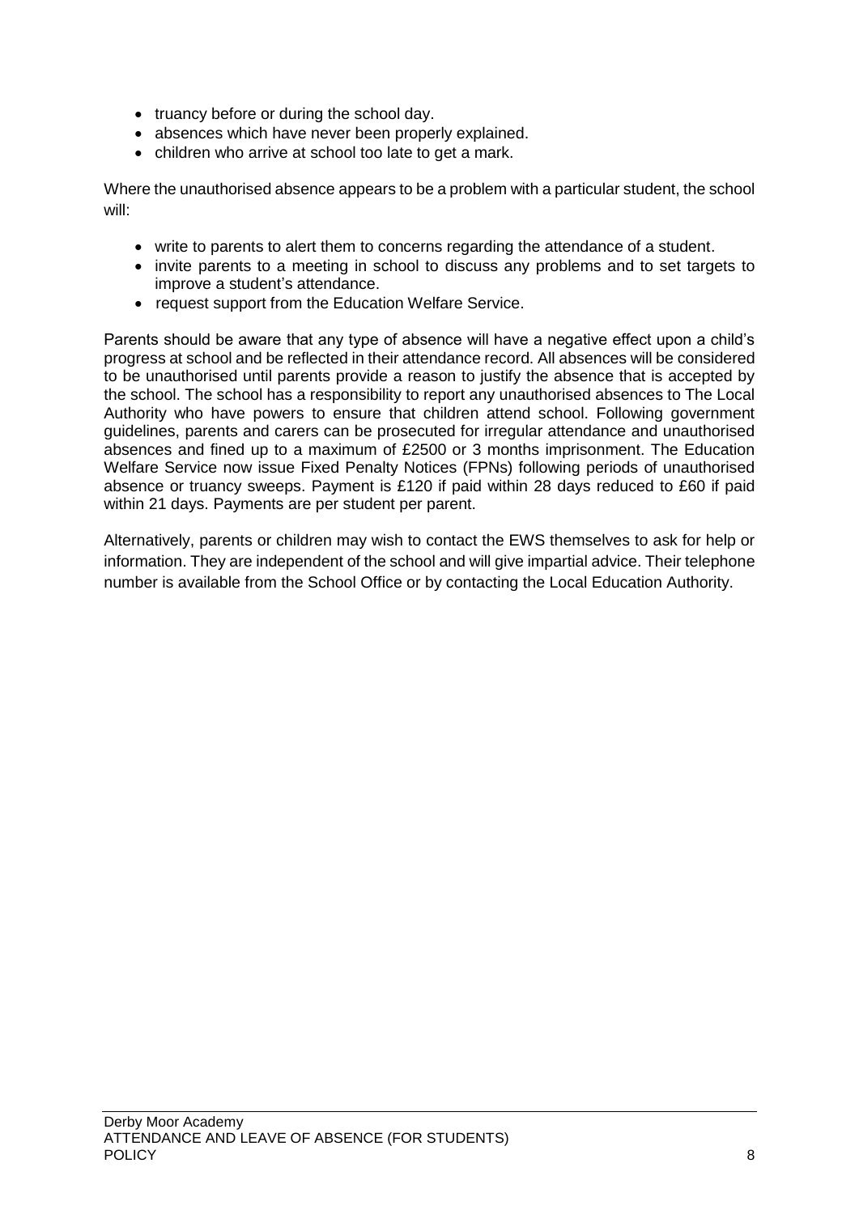- truancy before or during the school day.
- absences which have never been properly explained.
- children who arrive at school too late to get a mark.

Where the unauthorised absence appears to be a problem with a particular student, the school will:

- write to parents to alert them to concerns regarding the attendance of a student.
- invite parents to a meeting in school to discuss any problems and to set targets to improve a student's attendance.
- request support from the Education Welfare Service.

Parents should be aware that any type of absence will have a negative effect upon a child's progress at school and be reflected in their attendance record. All absences will be considered to be unauthorised until parents provide a reason to justify the absence that is accepted by the school. The school has a responsibility to report any unauthorised absences to The Local Authority who have powers to ensure that children attend school. Following government guidelines, parents and carers can be prosecuted for irregular attendance and unauthorised absences and fined up to a maximum of £2500 or 3 months imprisonment. The Education Welfare Service now issue Fixed Penalty Notices (FPNs) following periods of unauthorised absence or truancy sweeps. Payment is £120 if paid within 28 days reduced to £60 if paid within 21 days. Payments are per student per parent.

Alternatively, parents or children may wish to contact the EWS themselves to ask for help or information. They are independent of the school and will give impartial advice. Their telephone number is available from the School Office or by contacting the Local Education Authority.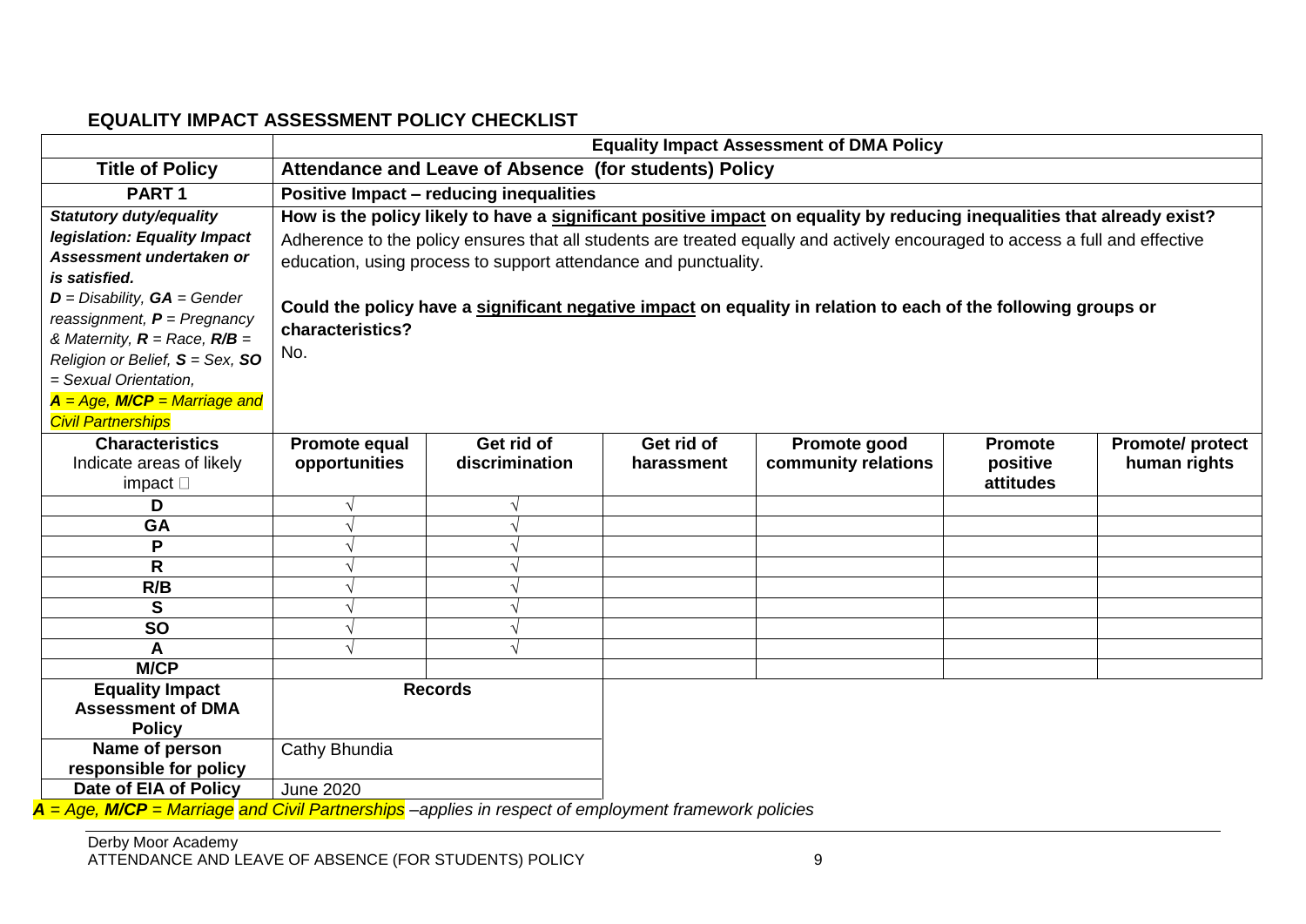## EQUALITY IMPACT ASSESSMENT POLICY CHECKLIST

| | Equality Impact Assessment of DMA Policy | | | | | |
|---|---|---|---|---|---|---|
| **Title of Policy** | **Attendance and Leave of Absence (for students) Policy** | | | | | |
| **PART 1** | **Positive Impact – reducing inequalities** | | | | | |
| ***Statutory duty/equality legislation: Equality Impact Assessment undertaken or is satisfied.*** *__D__ = Disability, __GA__ = Gender reassignment, __P__ = Pregnancy & Maternity, __R__ = Race, __R/B__ = Religion or Belief, __S__ = Sex, __SO__ = Sexual Orientation, __A__ = Age, __M/CP__ = Marriage and Civil Partnerships* | **How is the policy likely to have a <u>significant positive impact</u> on equality by reducing inequalities that already exist?** Adherence to the policy ensures that all students are treated equally and actively encouraged to access a full and effective education, using process to support attendance and punctuality. **Could the policy have a <u>significant negative impact</u> on equality in relation to each of the following groups or characteristics?** No. | | | | | |
| **Characteristics** Indicate areas of likely impact □ | **Promote equal opportunities** | **Get rid of discrimination** | **Get rid of harassment** | **Promote good community relations** | **Promote positive attitudes** | **Promote/ protect human rights** |
| **D** | √ | √ | | | | |
| **GA** | √ | √ | | | | |
| **P** | √ | √ | | | | |
| **R** | √ | √ | | | | |
| **R/B** | √ | √ | | | | |
| **S** | √ | √ | | | | |
| **SO** | √ | √ | | | | |
| **A** | √ | √ | | | | |
| **M/CP** | | | | | | |

| **Equality Impact Assessment of DMA Policy** | **Records** |
|---|---|
| **Name of person responsible for policy** | Cathy Bhundia |
| **Date of EIA of Policy** | June 2020 |

*__A__ = Age, __M/CP__ = Marriage and Civil Partnerships –applies in respect of employment framework policies*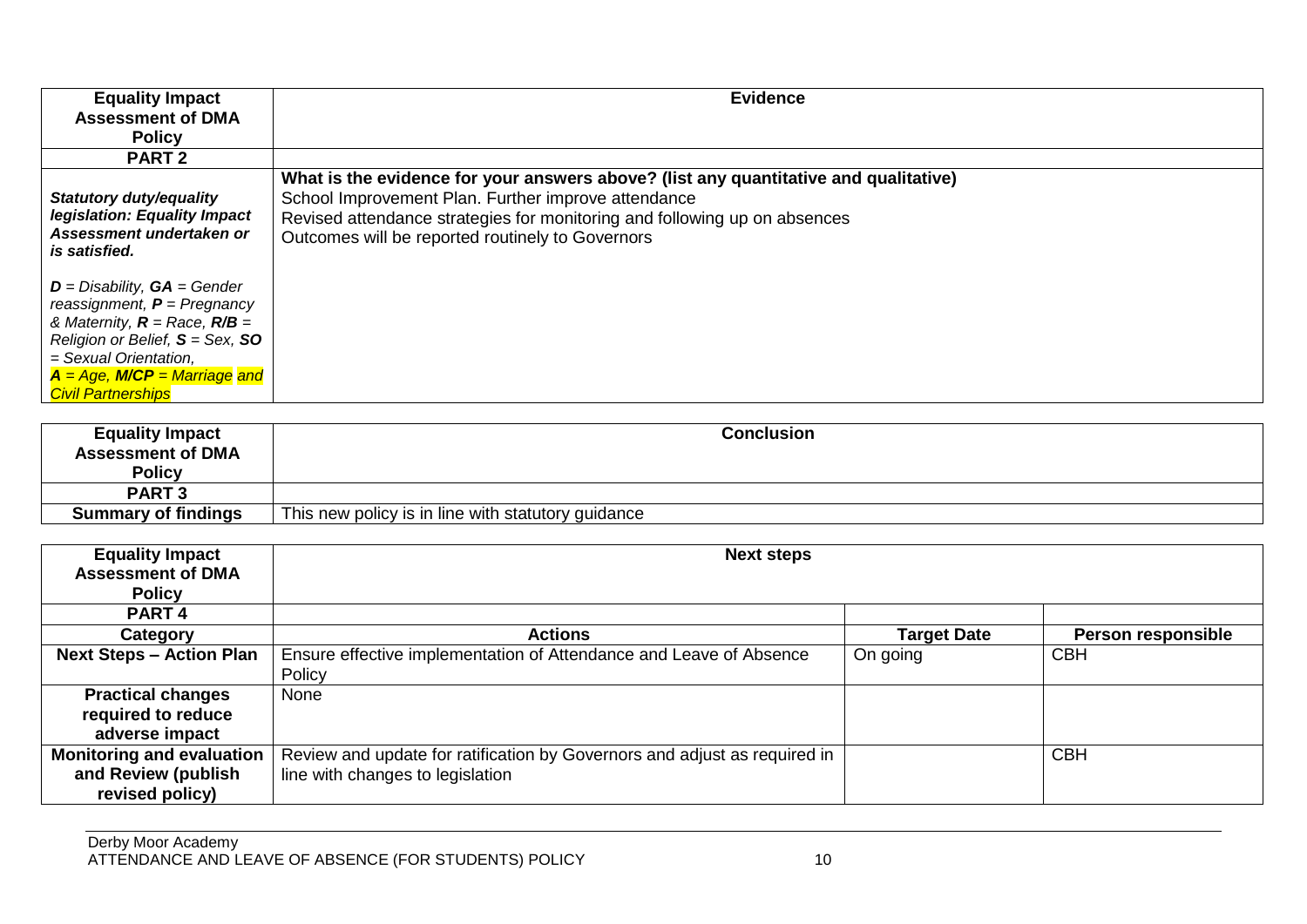| **Equality Impact Assessment of DMA Policy** | **Evidence** |
|---|---|
| **PART 2** | |
| ***Statutory duty/equality legislation: Equality Impact Assessment undertaken or is satisfied.***<br><br>***D*** *= Disability,* ***GA*** *= Gender reassignment,* ***P*** *= Pregnancy & Maternity,* ***R*** *= Race,* ***R/B*** *= Religion or Belief,* ***S*** *= Sex,* ***SO*** *= Sexual Orientation,* ***A*** *= Age,* ***M/CP*** *= Marriage and Civil Partnerships* | **What is the evidence for your answers above? (list any quantitative and qualitative)**<br>School Improvement Plan. Further improve attendance<br>Revised attendance strategies for monitoring and following up on absences<br>Outcomes will be reported routinely to Governors |

| **Equality Impact Assessment of DMA Policy** | **Conclusion** |
|---|---|
| **PART 3** | |
| **Summary of findings** | This new policy is in line with statutory guidance |

| **Equality Impact Assessment of DMA Policy** | **Next steps** | | |
|---|---|---|---|
| **PART 4** | | | |
| **Category** | **Actions** | **Target Date** | **Person responsible** |
| **Next Steps – Action Plan** | Ensure effective implementation of Attendance and Leave of Absence Policy | On going | CBH |
| **Practical changes required to reduce adverse impact** | None | | |
| **Monitoring and evaluation and Review (publish revised policy)** | Review and update for ratification by Governors and adjust as required in line with changes to legislation | | CBH |